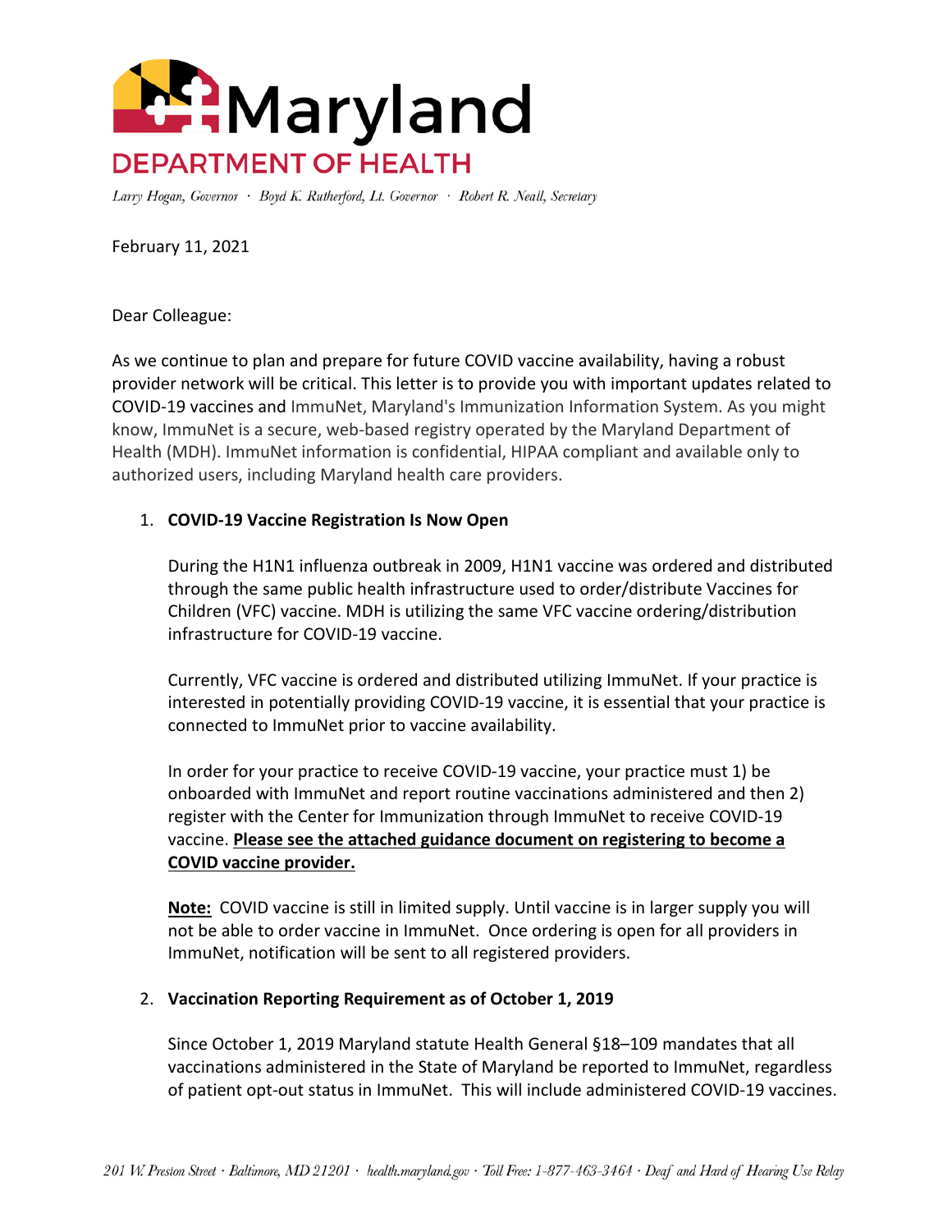# Maryland DEPARTMENT OF HEALTH

*Larry Hogan, Governor · Boyd K. Rutherford, Lt. Governor · Robert R. Neall, Secretary*

February 11, 2021

Dear Colleague:

As we continue to plan and prepare for future COVID vaccine availability, having a robust provider network will be critical. This letter is to provide you with important updates related to COVID-19 vaccines and ImmuNet, Maryland's Immunization Information System. As you might know, ImmuNet is a secure, web-based registry operated by the Maryland Department of Health (MDH). ImmuNet information is confidential, HIPAA compliant and available only to authorized users, including Maryland health care providers.

1. **COVID-19 Vaccine Registration Is Now Open**

   During the H1N1 influenza outbreak in 2009, H1N1 vaccine was ordered and distributed through the same public health infrastructure used to order/distribute Vaccines for Children (VFC) vaccine. MDH is utilizing the same VFC vaccine ordering/distribution infrastructure for COVID-19 vaccine.

   Currently, VFC vaccine is ordered and distributed utilizing ImmuNet. If your practice is interested in potentially providing COVID-19 vaccine, it is essential that your practice is connected to ImmuNet prior to vaccine availability.

   In order for your practice to receive COVID-19 vaccine, your practice must 1) be onboarded with ImmuNet and report routine vaccinations administered and then 2) register with the Center for Immunization through ImmuNet to receive COVID-19 vaccine. **Please see the attached guidance document on registering to become a COVID vaccine provider.**

   **Note:** COVID vaccine is still in limited supply. Until vaccine is in larger supply you will not be able to order vaccine in ImmuNet. Once ordering is open for all providers in ImmuNet, notification will be sent to all registered providers.

2. **Vaccination Reporting Requirement as of October 1, 2019**

   Since October 1, 2019 Maryland statute Health General §18–109 mandates that all vaccinations administered in the State of Maryland be reported to ImmuNet, regardless of patient opt-out status in ImmuNet. This will include administered COVID-19 vaccines.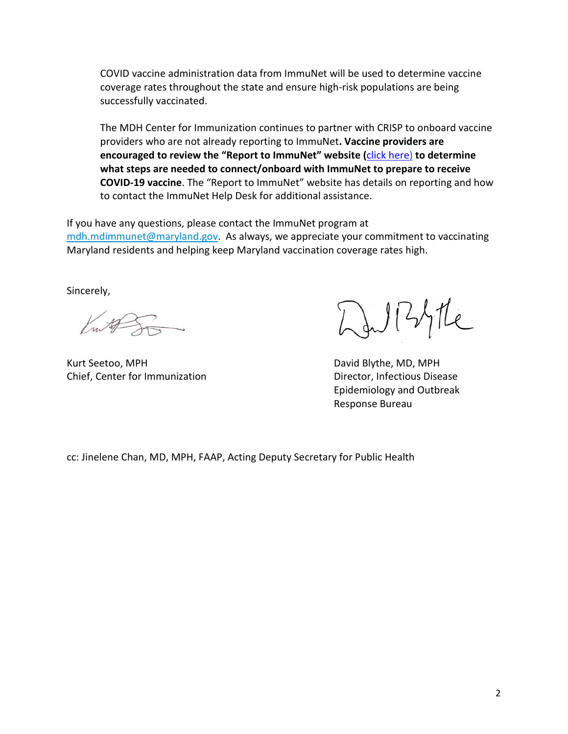COVID vaccine administration data from ImmuNet will be used to determine vaccine coverage rates throughout the state and ensure high-risk populations are being successfully vaccinated.

The MDH Center for Immunization continues to partner with CRISP to onboard vaccine providers who are not already reporting to ImmuNet**. Vaccine providers are encouraged to review the "Report to ImmuNet" website (**click here) **to determine what steps are needed to connect/onboard with ImmuNet to prepare to receive COVID-19 vaccine**. The "Report to ImmuNet" website has details on reporting and how to contact the ImmuNet Help Desk for additional assistance.

If you have any questions, please contact the ImmuNet program at mdh.mdimmunet@maryland.gov. As always, we appreciate your commitment to vaccinating Maryland residents and helping keep Maryland vaccination coverage rates high.

Sincerely,

Kurt Seetoo, MPH
Chief, Center for Immunization

David Blythe, MD, MPH
Director, Infectious Disease Epidemiology and Outbreak Response Bureau

cc: Jinelene Chan, MD, MPH, FAAP, Acting Deputy Secretary for Public Health